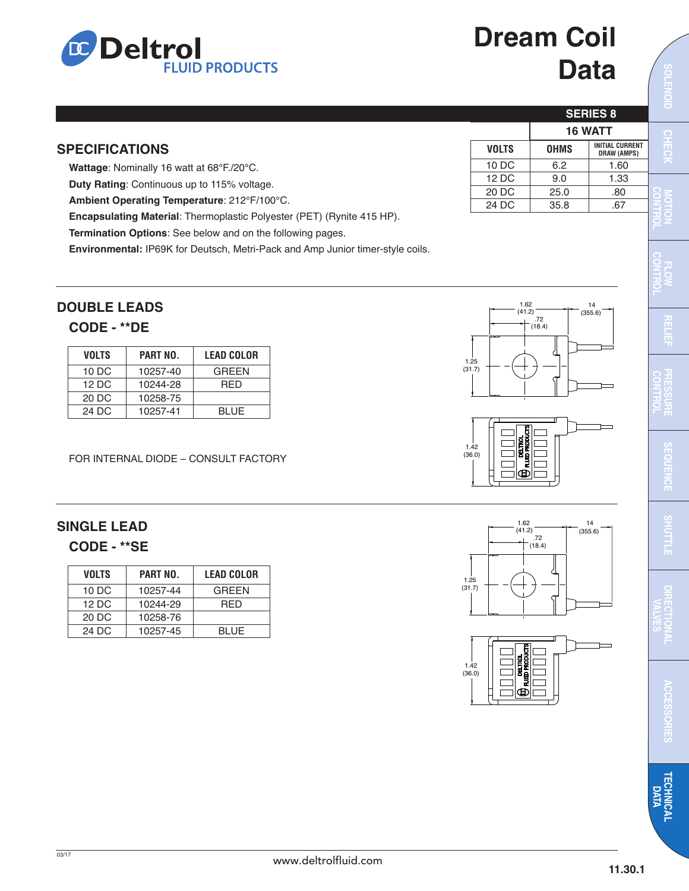# Dream Coil Data

## SPECIFICATIONS

**Wattage**: Nominally 16 watt at 68°F./20°C.

**Duty Rating**: Continuous up to 115% voltage.

**Ambient Operating Temperature**: 212°F/100°C.

**Encapsulating Material**: Thermoplastic Polyester (PET) (Rynite 415 HP).

**Termination Options**: See below and on the following pages.

**Environmental:** IP69K for Deutsch, Metri-Pack and Amp Junior timer-style coils.

| SERIES 8 | | |
|---|---|---|
| | 16 WATT | |
| VOLTS | OHMS | INITIAL CURRENT DRAW (AMPS) |
| 10 DC | 6.2 | 1.60 |
| 12 DC | 9.0 | 1.33 |
| 20 DC | 25.0 | .80 |
| 24 DC | 35.8 | .67 |

## DOUBLE LEADS

### CODE - **DE

| VOLTS | PART NO. | LEAD COLOR |
|---|---|---|
| 10 DC | 10257-40 | GREEN |
| 12 DC | 10244-28 | RED |
| 20 DC | 10258-75 | |
| 24 DC | 10257-41 | BLUE |

FOR INTERNAL DIODE – CONSULT FACTORY

## SINGLE LEAD

### CODE - **SE

| VOLTS | PART NO. | LEAD COLOR |
|---|---|---|
| 10 DC | 10257-44 | GREEN |
| 12 DC | 10244-29 | RED |
| 20 DC | 10258-76 | |
| 24 DC | 10257-45 | BLUE |

03/17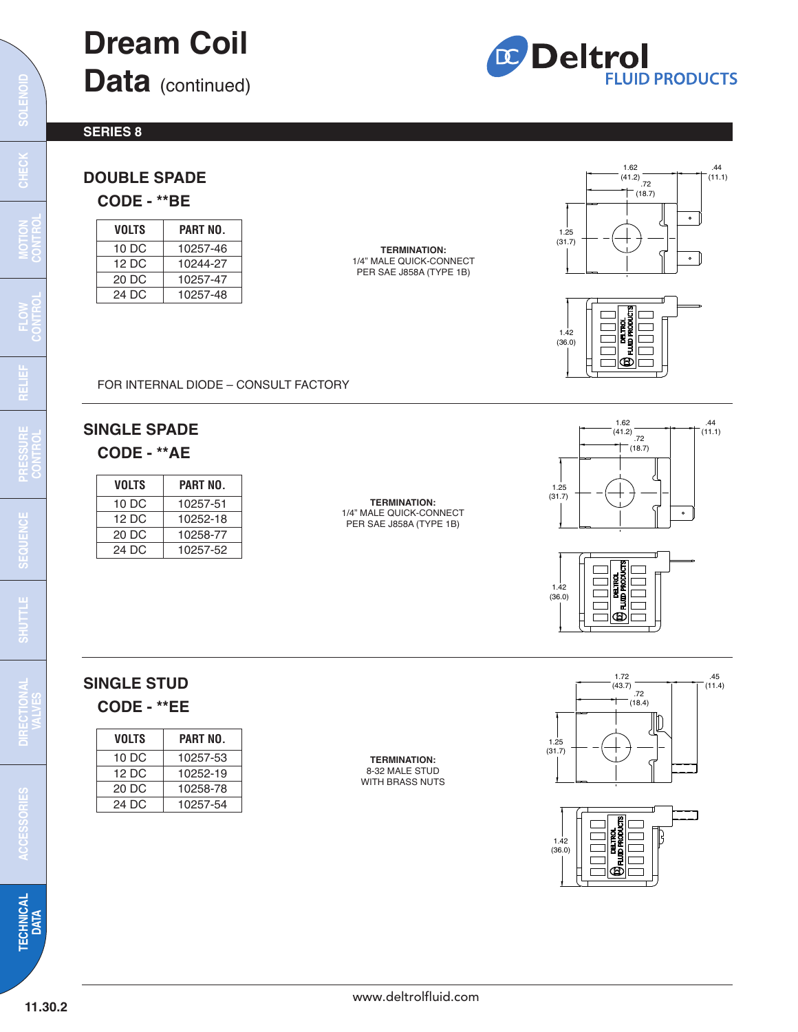# Dream Coil Data (continued)

## SERIES 8

### DOUBLE SPADE

**CODE - **BE**

| VOLTS | PART NO. |
|---|---|
| 10 DC | 10257-46 |
| 12 DC | 10244-27 |
| 20 DC | 10257-47 |
| 24 DC | 10257-48 |

**TERMINATION:**
1/4" MALE QUICK-CONNECT
PER SAE J858A (TYPE 1B)

FOR INTERNAL DIODE – CONSULT FACTORY

### SINGLE SPADE

**CODE - **AE**

| VOLTS | PART NO. |
|---|---|
| 10 DC | 10257-51 |
| 12 DC | 10252-18 |
| 20 DC | 10258-77 |
| 24 DC | 10257-52 |

**TERMINATION:**
1/4" MALE QUICK-CONNECT
PER SAE J858A (TYPE 1B)

### SINGLE STUD

**CODE - **EE**

| VOLTS | PART NO. |
|---|---|
| 10 DC | 10257-53 |
| 12 DC | 10252-19 |
| 20 DC | 10258-78 |
| 24 DC | 10257-54 |

**TERMINATION:**
8-32 MALE STUD
WITH BRASS NUTS

www.deltrolfluid.com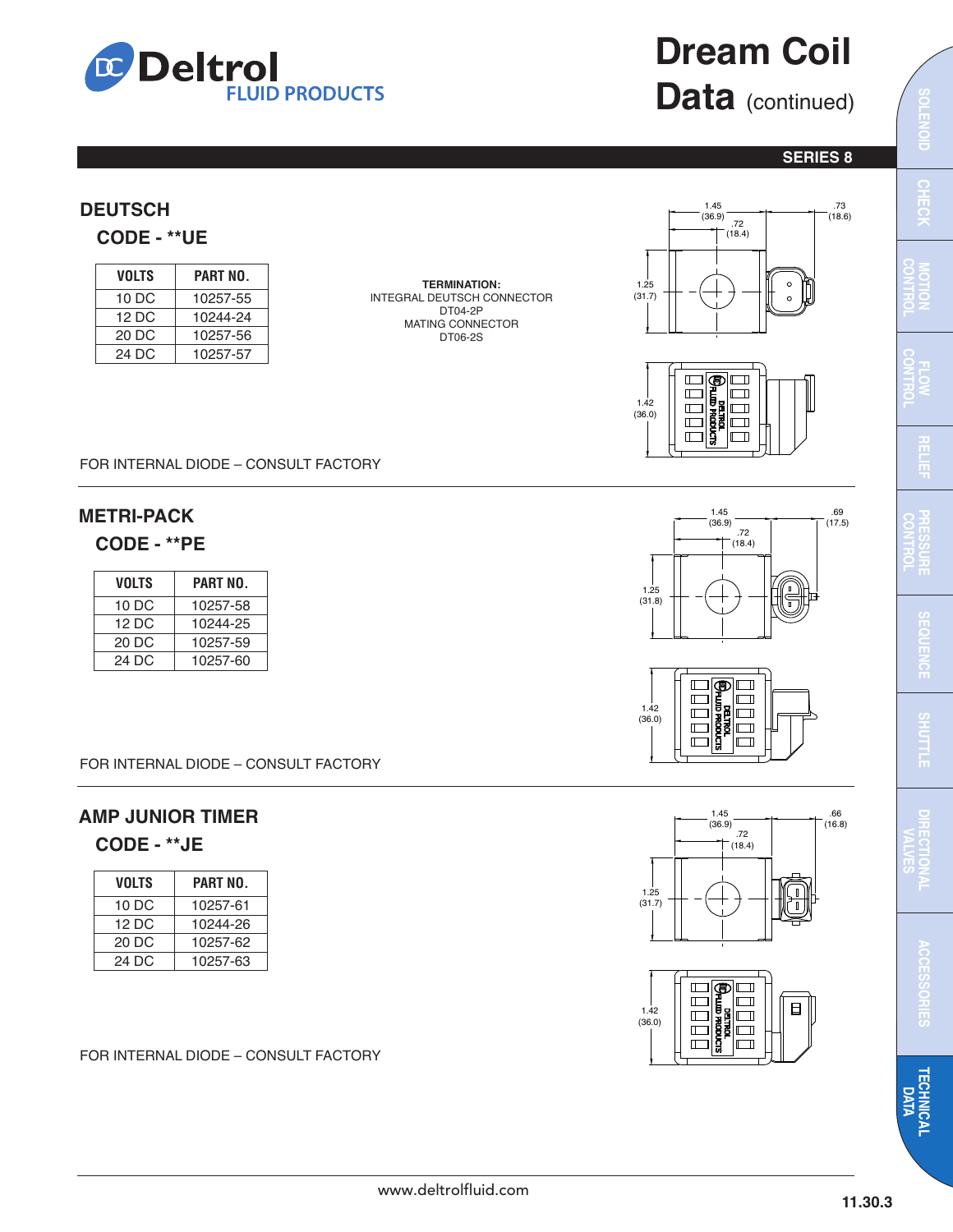# Dream Coil Data (continued)

SERIES 8

## DEUTSCH

### CODE - **UE

| VOLTS | PART NO. |
|---|---|
| 10 DC | 10257-55 |
| 12 DC | 10244-24 |
| 20 DC | 10257-56 |
| 24 DC | 10257-57 |

**TERMINATION:**
INTEGRAL DEUTSCH CONNECTOR
DT04-2P
MATING CONNECTOR
DT06-2S

1.45 (36.9)
.72 (18.4)
.73 (18.6)
1.25 (31.7)
1.42 (36.0)

FOR INTERNAL DIODE – CONSULT FACTORY

## METRI-PACK

### CODE - **PE

| VOLTS | PART NO. |
|---|---|
| 10 DC | 10257-58 |
| 12 DC | 10244-25 |
| 20 DC | 10257-59 |
| 24 DC | 10257-60 |

1.45 (36.9)
.72 (18.4)
.69 (17.5)
1.25 (31.8)
1.42 (36.0)

FOR INTERNAL DIODE – CONSULT FACTORY

## AMP JUNIOR TIMER

### CODE - **JE

| VOLTS | PART NO. |
|---|---|
| 10 DC | 10257-61 |
| 12 DC | 10244-26 |
| 20 DC | 10257-62 |
| 24 DC | 10257-63 |

1.45 (36.9)
.72 (18.4)
.66 (16.8)
1.25 (31.7)
1.42 (36.0)

FOR INTERNAL DIODE – CONSULT FACTORY